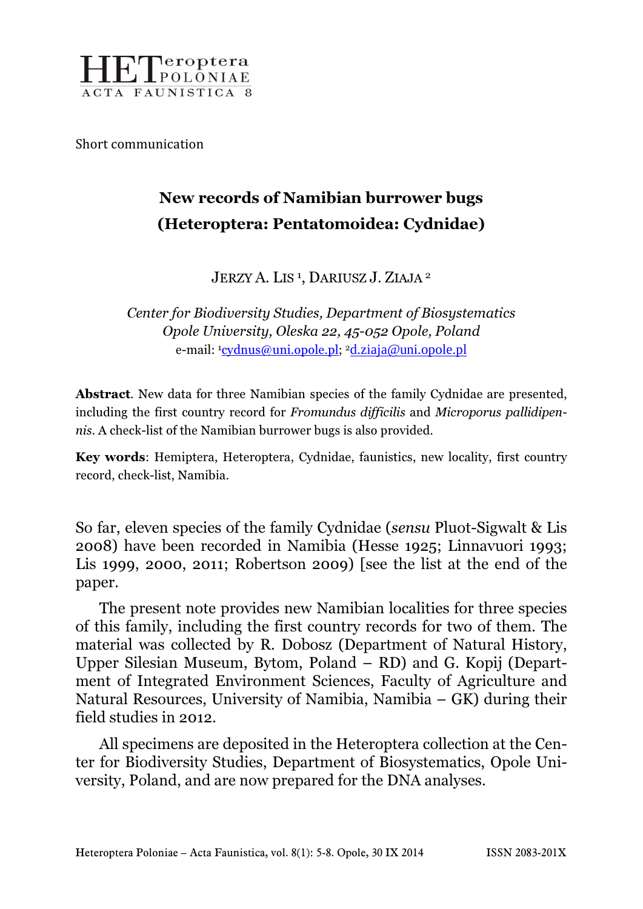HETeroptera POLONIAE
ACTA FAUNISTICA 8

Short communication

# New records of Namibian burrower bugs (Heteroptera: Pentatomoidea: Cydnidae)

JERZY A. LIS [1], DARIUSZ J. ZIAJA [2]

*Center for Biodiversity Studies, Department of Biosystematics*
*Opole University, Oleska 22, 45-052 Opole, Poland*
e-mail: [1]cydnus@uni.opole.pl; [2]d.ziaja@uni.opole.pl

**Abstract**. New data for three Namibian species of the family Cydnidae are presented, including the first country record for *Fromundus difficilis* and *Microporus pallidipennis*. A check-list of the Namibian burrower bugs is also provided.

**Key words**: Hemiptera, Heteroptera, Cydnidae, faunistics, new locality, first country record, check-list, Namibia.

So far, eleven species of the family Cydnidae (*sensu* Pluot-Sigwalt & Lis 2008) have been recorded in Namibia (Hesse 1925; Linnavuori 1993; Lis 1999, 2000, 2011; Robertson 2009) [see the list at the end of the paper.

The present note provides new Namibian localities for three species of this family, including the first country records for two of them. The material was collected by R. Dobosz (Department of Natural History, Upper Silesian Museum, Bytom, Poland – RD) and G. Kopij (Department of Integrated Environment Sciences, Faculty of Agriculture and Natural Resources, University of Namibia, Namibia – GK) during their field studies in 2012.

All specimens are deposited in the Heteroptera collection at the Center for Biodiversity Studies, Department of Biosystematics, Opole University, Poland, and are now prepared for the DNA analyses.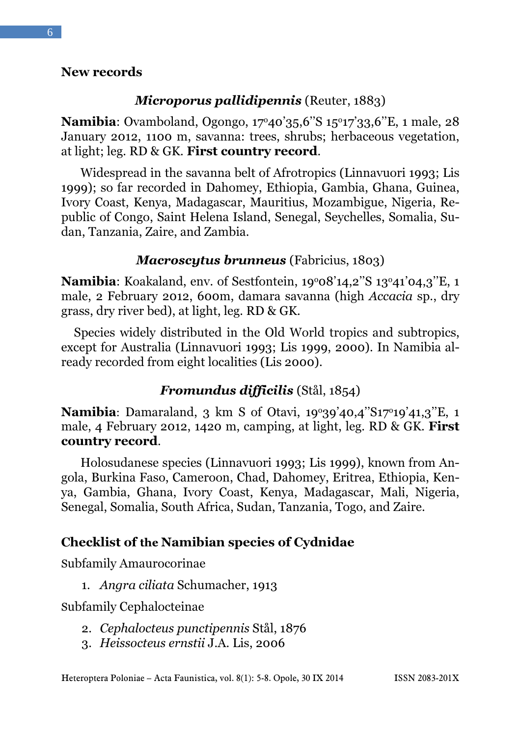## New records

### *Microporus pallidipennis* (Reuter, 1883)

**Namibia**: Ovamboland, Ogongo, 17°40'35,6''S 15°17'33,6''E, 1 male, 28 January 2012, 1100 m, savanna: trees, shrubs; herbaceous vegetation, at light; leg. RD & GK. **First country record**.

Widespread in the savanna belt of Afrotropics (Linnavuori 1993; Lis 1999); so far recorded in Dahomey, Ethiopia, Gambia, Ghana, Guinea, Ivory Coast, Kenya, Madagascar, Mauritius, Mozambigue, Nigeria, Republic of Congo, Saint Helena Island, Senegal, Seychelles, Somalia, Sudan, Tanzania, Zaire, and Zambia.

### *Macroscytus brunneus* (Fabricius, 1803)

**Namibia**: Koakaland, env. of Sestfontein, 19°08'14,2''S 13°41'04,3''E, 1 male, 2 February 2012, 600m, damara savanna (high *Accacia* sp., dry grass, dry river bed), at light, leg. RD & GK.

Species widely distributed in the Old World tropics and subtropics, except for Australia (Linnavuori 1993; Lis 1999, 2000). In Namibia already recorded from eight localities (Lis 2000).

### *Fromundus difficilis* (Stål, 1854)

**Namibia**: Damaraland, 3 km S of Otavi, 19°39'40,4''S17°19'41,3''E, 1 male, 4 February 2012, 1420 m, camping, at light, leg. RD & GK. **First country record**.

Holosudanese species (Linnavuori 1993; Lis 1999), known from Angola, Burkina Faso, Cameroon, Chad, Dahomey, Eritrea, Ethiopia, Kenya, Gambia, Ghana, Ivory Coast, Kenya, Madagascar, Mali, Nigeria, Senegal, Somalia, South Africa, Sudan, Tanzania, Togo, and Zaire.

## Checklist of the Namibian species of Cydnidae

Subfamily Amaurocorinae

1. *Angra ciliata* Schumacher, 1913

Subfamily Cephalocteinae

2. *Cephalocteus punctipennis* Stål, 1876
3. *Heissocteus ernstii* J.A. Lis, 2006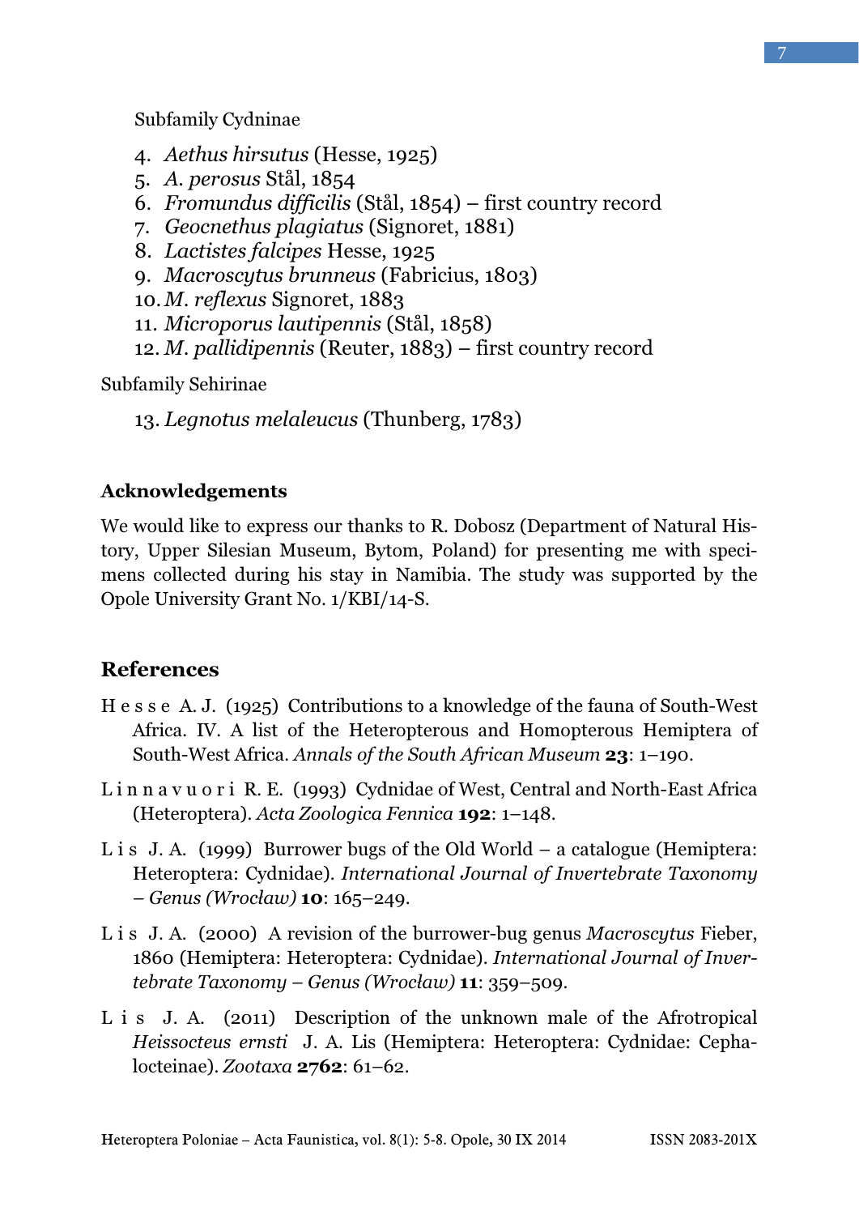Subfamily Cydninae

4. *Aethus hirsutus* (Hesse, 1925)
5. *A. perosus* Stål, 1854
6. *Fromundus difficilis* (Stål, 1854) – first country record
7. *Geocnethus plagiatus* (Signoret, 1881)
8. *Lactistes falcipes* Hesse, 1925
9. *Macroscytus brunneus* (Fabricius, 1803)
10. *M. reflexus* Signoret, 1883
11. *Microporus lautipennis* (Stål, 1858)
12. *M. pallidipennis* (Reuter, 1883) – first country record

Subfamily Sehirinae

13. *Legnotus melaleucus* (Thunberg, 1783)

### Acknowledgements

We would like to express our thanks to R. Dobosz (Department of Natural History, Upper Silesian Museum, Bytom, Poland) for presenting me with specimens collected during his stay in Namibia. The study was supported by the Opole University Grant No. 1/KBI/14-S.

## References

Hesse A. J. (1925) Contributions to a knowledge of the fauna of South-West Africa. IV. A list of the Heteropterous and Homopterous Hemiptera of South-West Africa. *Annals of the South African Museum* **23**: 1–190.

Linnavuori R. E. (1993) Cydnidae of West, Central and North-East Africa (Heteroptera). *Acta Zoologica Fennica* **192**: 1–148.

Lis J. A. (1999) Burrower bugs of the Old World – a catalogue (Hemiptera: Heteroptera: Cydnidae). *International Journal of Invertebrate Taxonomy – Genus (Wrocław)* **10**: 165–249.

Lis J. A. (2000) A revision of the burrower-bug genus *Macroscytus* Fieber, 1860 (Hemiptera: Heteroptera: Cydnidae). *International Journal of Invertebrate Taxonomy – Genus (Wrocław)* **11**: 359–509.

Lis J. A. (2011) Description of the unknown male of the Afrotropical *Heissocteus ernsti* J. A. Lis (Hemiptera: Heteroptera: Cydnidae: Cephalocteinae). *Zootaxa* **2762**: 61–62.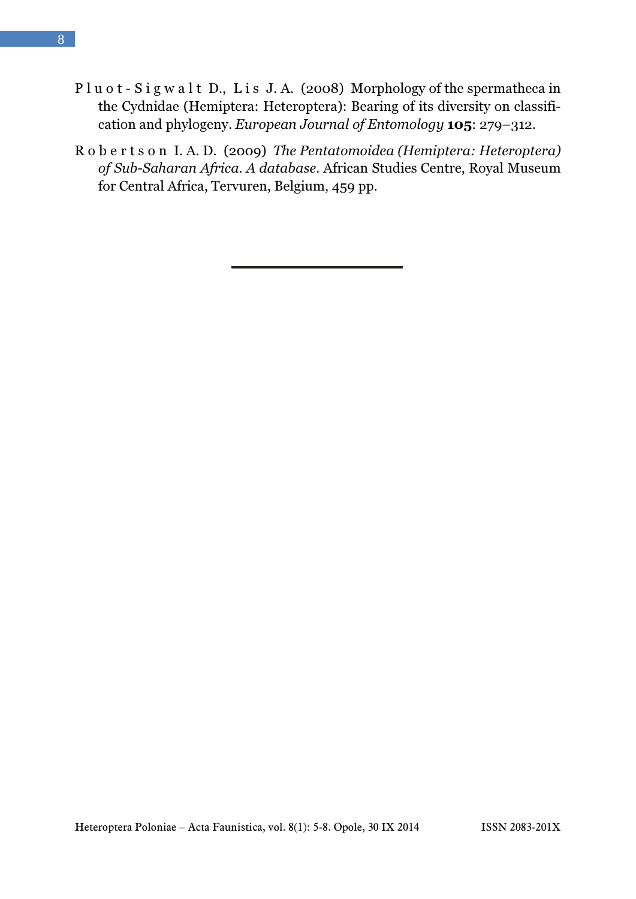Pluot-Sigwalt D., Lis J. A. (2008) Morphology of the spermatheca in the Cydnidae (Hemiptera: Heteroptera): Bearing of its diversity on classification and phylogeny. *European Journal of Entomology* **105**: 279–312.

Robertson I. A. D. (2009) *The Pentatomoidea (Hemiptera: Heteroptera) of Sub-Saharan Africa. A database*. African Studies Centre, Royal Museum for Central Africa, Tervuren, Belgium, 459 pp.

---